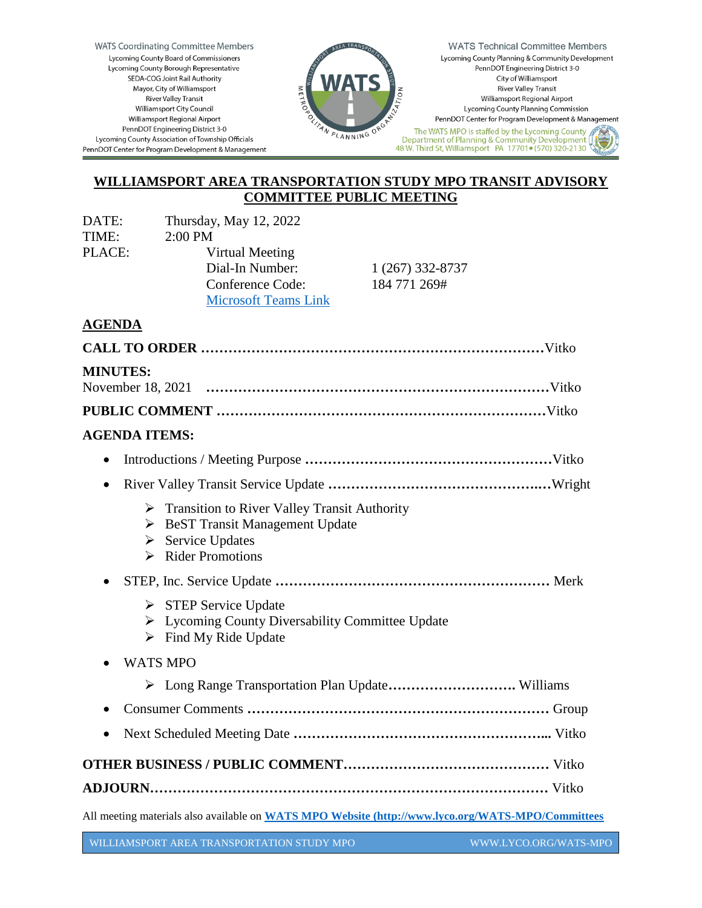WATS Coordinating Committee Members
Lycoming County Board of Commissioners
Lycoming County Borough Representative
SEDA-COG Joint Rail Authority
Mayor, City of Williamsport
River Valley Transit
Williamsport City Council
Williamsport Regional Airport
PennDOT Engineering District 3-0
Lycoming County Association of Township Officials
PennDOT Center for Program Development & Management

WATS Technical Committee Members
Lycoming County Planning & Community Development
PennDOT Engineering District 3-0
City of Williamsport
River Valley Transit
Williamsport Regional Airport
Lycoming County Planning Commission
PennDOT Center for Program Development & Management

The WATS MPO is staffed by the Lycoming County Department of Planning & Community Development
48 W. Third St, Williamsport PA 17701 • (570) 320-2130

# WILLIAMSPORT AREA TRANSPORTATION STUDY MPO TRANSIT ADVISORY COMMITTEE PUBLIC MEETING

DATE: Thursday, May 12, 2022
TIME: 2:00 PM
PLACE: Virtual Meeting
Dial-In Number: 1 (267) 332-8737
Conference Code: 184 771 269#
[Microsoft Teams Link]

## AGENDA

**CALL TO ORDER** …… Vitko

**MINUTES:**
November 18, 2021 …… Vitko

**PUBLIC COMMENT** …… Vitko

**AGENDA ITEMS:**

- Introductions / Meeting Purpose …… Vitko
- River Valley Transit Service Update …… Wright
  - Transition to River Valley Transit Authority
  - BeST Transit Management Update
  - Service Updates
  - Rider Promotions
- STEP, Inc. Service Update …… Merk
  - STEP Service Update
  - Lycoming County Diversability Committee Update
  - Find My Ride Update
- WATS MPO
  - Long Range Transportation Plan Update…… Williams
- Consumer Comments …… Group
- Next Scheduled Meeting Date …… Vitko

**OTHER BUSINESS / PUBLIC COMMENT** …… Vitko

**ADJOURN** …… Vitko

All meeting materials also available on **WATS MPO Website (http://www.lyco.org/WATS-MPO/Committees**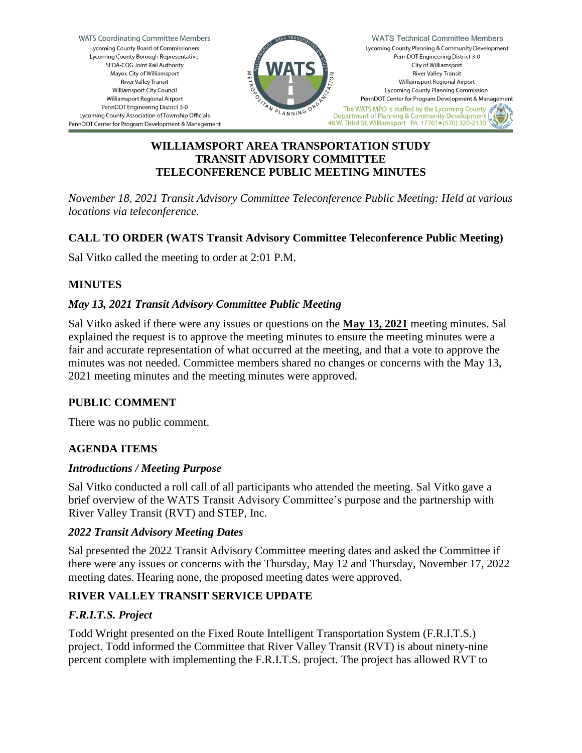# WILLIAMSPORT AREA TRANSPORTATION STUDY
# TRANSIT ADVISORY COMMITTEE
# TELECONFERENCE PUBLIC MEETING MINUTES

*November 18, 2021 Transit Advisory Committee Teleconference Public Meeting: Held at various locations via teleconference.*

## CALL TO ORDER (WATS Transit Advisory Committee Teleconference Public Meeting)

Sal Vitko called the meeting to order at 2:01 P.M.

## MINUTES

### *May 13, 2021 Transit Advisory Committee Public Meeting*

Sal Vitko asked if there were any issues or questions on the **May 13, 2021** meeting minutes. Sal explained the request is to approve the meeting minutes to ensure the meeting minutes were a fair and accurate representation of what occurred at the meeting, and that a vote to approve the minutes was not needed. Committee members shared no changes or concerns with the May 13, 2021 meeting minutes and the meeting minutes were approved.

## PUBLIC COMMENT

There was no public comment.

## AGENDA ITEMS

### *Introductions / Meeting Purpose*

Sal Vitko conducted a roll call of all participants who attended the meeting. Sal Vitko gave a brief overview of the WATS Transit Advisory Committee's purpose and the partnership with River Valley Transit (RVT) and STEP, Inc.

### *2022 Transit Advisory Meeting Dates*

Sal presented the 2022 Transit Advisory Committee meeting dates and asked the Committee if there were any issues or concerns with the Thursday, May 12 and Thursday, November 17, 2022 meeting dates. Hearing none, the proposed meeting dates were approved.

## RIVER VALLEY TRANSIT SERVICE UPDATE

### *F.R.I.T.S. Project*

Todd Wright presented on the Fixed Route Intelligent Transportation System (F.R.I.T.S.) project. Todd informed the Committee that River Valley Transit (RVT) is about ninety-nine percent complete with implementing the F.R.I.T.S. project. The project has allowed RVT to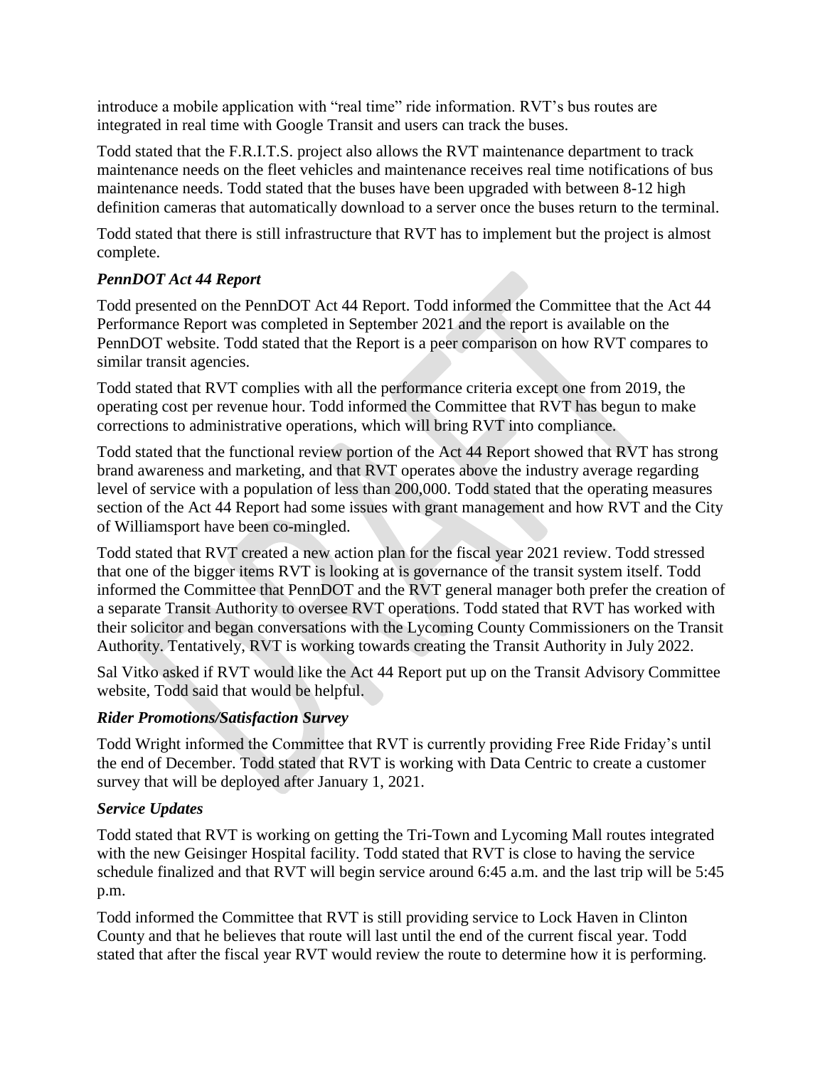introduce a mobile application with "real time" ride information. RVT's bus routes are integrated in real time with Google Transit and users can track the buses.

Todd stated that the F.R.I.T.S. project also allows the RVT maintenance department to track maintenance needs on the fleet vehicles and maintenance receives real time notifications of bus maintenance needs. Todd stated that the buses have been upgraded with between 8-12 high definition cameras that automatically download to a server once the buses return to the terminal.

Todd stated that there is still infrastructure that RVT has to implement but the project is almost complete.

### *PennDOT Act 44 Report*

Todd presented on the PennDOT Act 44 Report. Todd informed the Committee that the Act 44 Performance Report was completed in September 2021 and the report is available on the PennDOT website. Todd stated that the Report is a peer comparison on how RVT compares to similar transit agencies.

Todd stated that RVT complies with all the performance criteria except one from 2019, the operating cost per revenue hour. Todd informed the Committee that RVT has begun to make corrections to administrative operations, which will bring RVT into compliance.

Todd stated that the functional review portion of the Act 44 Report showed that RVT has strong brand awareness and marketing, and that RVT operates above the industry average regarding level of service with a population of less than 200,000. Todd stated that the operating measures section of the Act 44 Report had some issues with grant management and how RVT and the City of Williamsport have been co-mingled.

Todd stated that RVT created a new action plan for the fiscal year 2021 review. Todd stressed that one of the bigger items RVT is looking at is governance of the transit system itself. Todd informed the Committee that PennDOT and the RVT general manager both prefer the creation of a separate Transit Authority to oversee RVT operations. Todd stated that RVT has worked with their solicitor and began conversations with the Lycoming County Commissioners on the Transit Authority. Tentatively, RVT is working towards creating the Transit Authority in July 2022.

Sal Vitko asked if RVT would like the Act 44 Report put up on the Transit Advisory Committee website, Todd said that would be helpful.

### *Rider Promotions/Satisfaction Survey*

Todd Wright informed the Committee that RVT is currently providing Free Ride Friday's until the end of December. Todd stated that RVT is working with Data Centric to create a customer survey that will be deployed after January 1, 2021.

### *Service Updates*

Todd stated that RVT is working on getting the Tri-Town and Lycoming Mall routes integrated with the new Geisinger Hospital facility. Todd stated that RVT is close to having the service schedule finalized and that RVT will begin service around 6:45 a.m. and the last trip will be 5:45 p.m.

Todd informed the Committee that RVT is still providing service to Lock Haven in Clinton County and that he believes that route will last until the end of the current fiscal year. Todd stated that after the fiscal year RVT would review the route to determine how it is performing.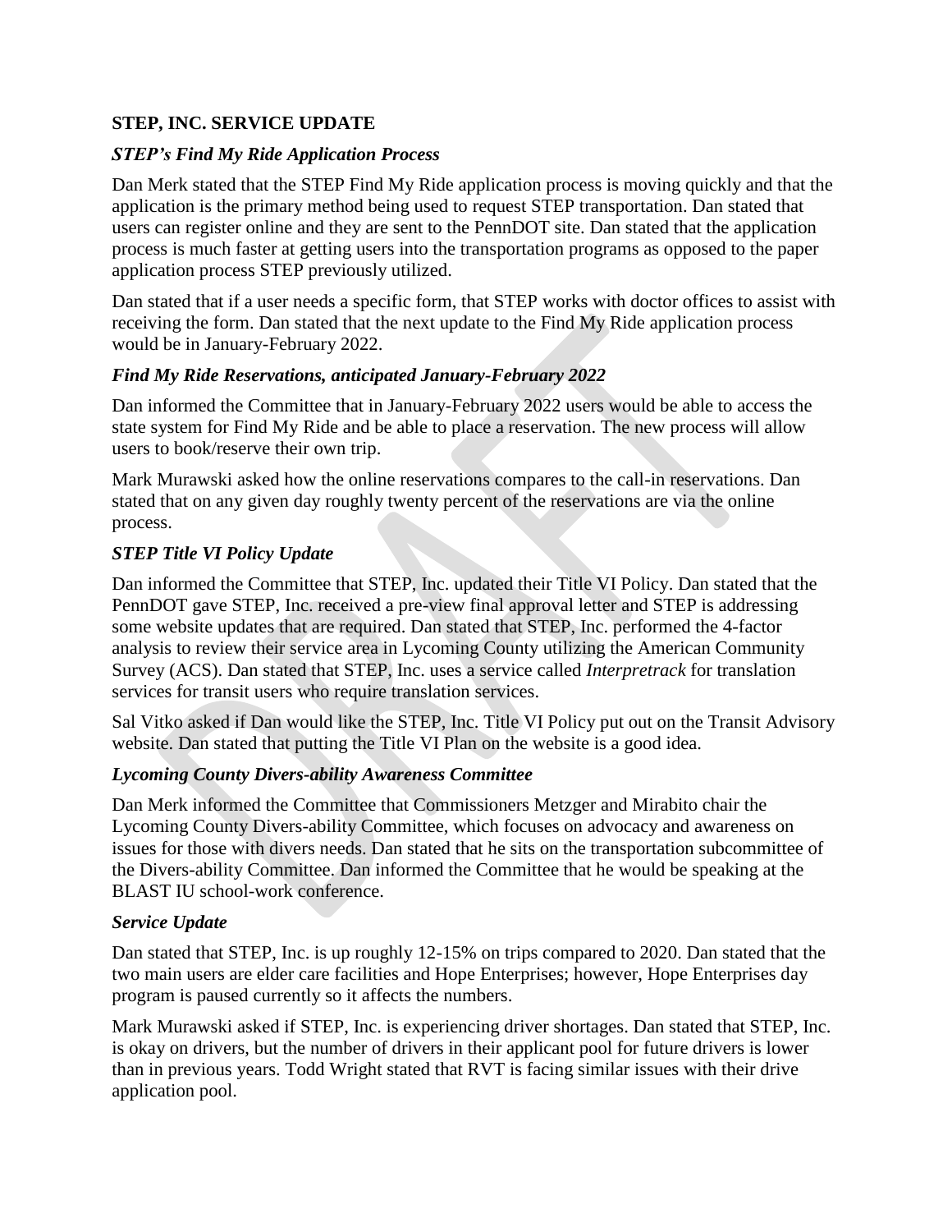## STEP, INC. SERVICE UPDATE

### *STEP's Find My Ride Application Process*

Dan Merk stated that the STEP Find My Ride application process is moving quickly and that the application is the primary method being used to request STEP transportation. Dan stated that users can register online and they are sent to the PennDOT site. Dan stated that the application process is much faster at getting users into the transportation programs as opposed to the paper application process STEP previously utilized.

Dan stated that if a user needs a specific form, that STEP works with doctor offices to assist with receiving the form. Dan stated that the next update to the Find My Ride application process would be in January-February 2022.

### *Find My Ride Reservations, anticipated January-February 2022*

Dan informed the Committee that in January-February 2022 users would be able to access the state system for Find My Ride and be able to place a reservation. The new process will allow users to book/reserve their own trip.

Mark Murawski asked how the online reservations compares to the call-in reservations. Dan stated that on any given day roughly twenty percent of the reservations are via the online process.

### *STEP Title VI Policy Update*

Dan informed the Committee that STEP, Inc. updated their Title VI Policy. Dan stated that the PennDOT gave STEP, Inc. received a pre-view final approval letter and STEP is addressing some website updates that are required. Dan stated that STEP, Inc. performed the 4-factor analysis to review their service area in Lycoming County utilizing the American Community Survey (ACS). Dan stated that STEP, Inc. uses a service called *Interpretrack* for translation services for transit users who require translation services.

Sal Vitko asked if Dan would like the STEP, Inc. Title VI Policy put out on the Transit Advisory website. Dan stated that putting the Title VI Plan on the website is a good idea.

### *Lycoming County Divers-ability Awareness Committee*

Dan Merk informed the Committee that Commissioners Metzger and Mirabito chair the Lycoming County Divers-ability Committee, which focuses on advocacy and awareness on issues for those with divers needs. Dan stated that he sits on the transportation subcommittee of the Divers-ability Committee. Dan informed the Committee that he would be speaking at the BLAST IU school-work conference.

### *Service Update*

Dan stated that STEP, Inc. is up roughly 12-15% on trips compared to 2020. Dan stated that the two main users are elder care facilities and Hope Enterprises; however, Hope Enterprises day program is paused currently so it affects the numbers.

Mark Murawski asked if STEP, Inc. is experiencing driver shortages. Dan stated that STEP, Inc. is okay on drivers, but the number of drivers in their applicant pool for future drivers is lower than in previous years. Todd Wright stated that RVT is facing similar issues with their drive application pool.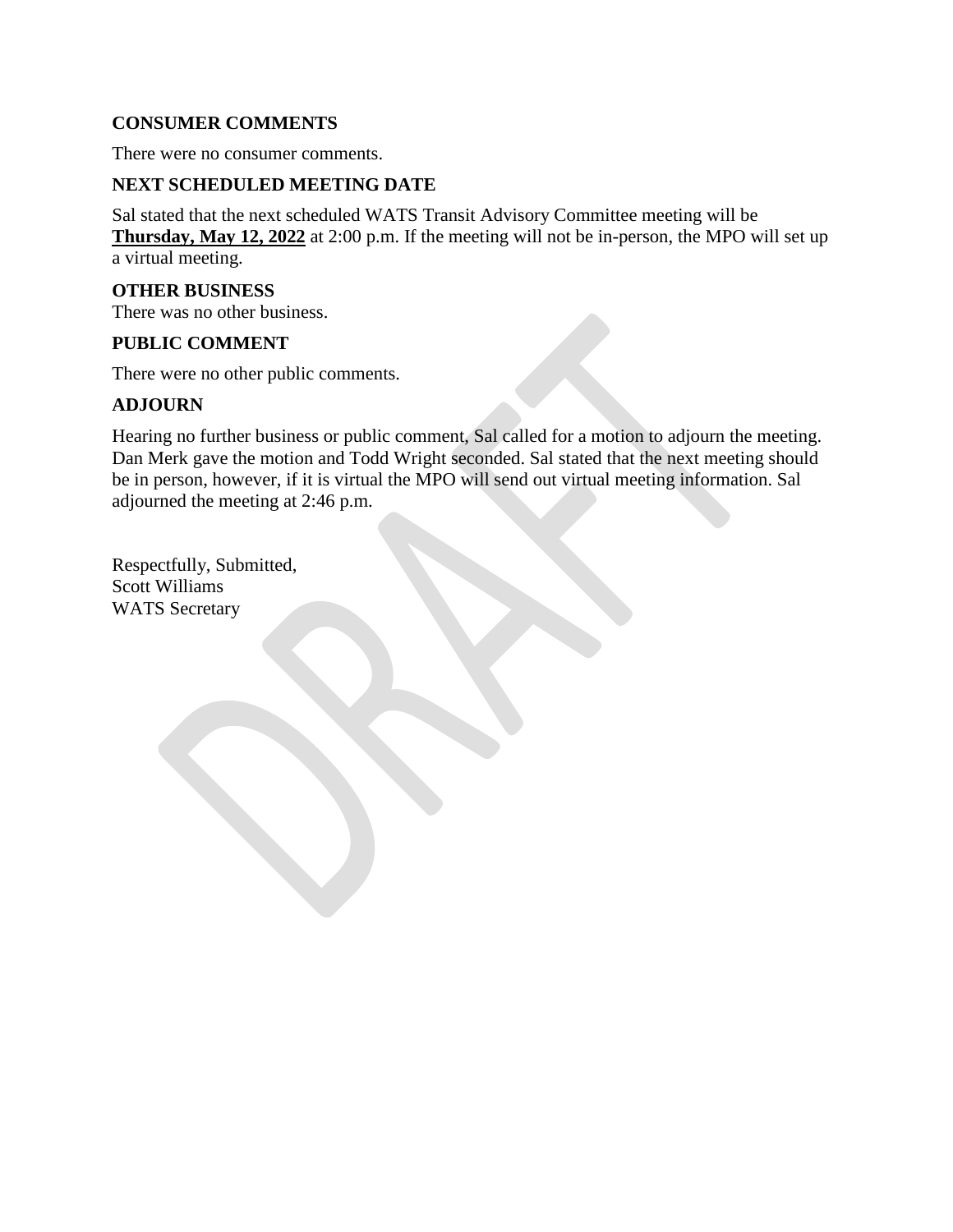**CONSUMER COMMENTS**

There were no consumer comments.

**NEXT SCHEDULED MEETING DATE**

Sal stated that the next scheduled WATS Transit Advisory Committee meeting will be **Thursday, May 12, 2022** at 2:00 p.m. If the meeting will not be in-person, the MPO will set up a virtual meeting.

**OTHER BUSINESS**

There was no other business.

**PUBLIC COMMENT**

There were no other public comments.

**ADJOURN**

Hearing no further business or public comment, Sal called for a motion to adjourn the meeting. Dan Merk gave the motion and Todd Wright seconded. Sal stated that the next meeting should be in person, however, if it is virtual the MPO will send out virtual meeting information. Sal adjourned the meeting at 2:46 p.m.

Respectfully, Submitted,
Scott Williams
WATS Secretary

DRAFT